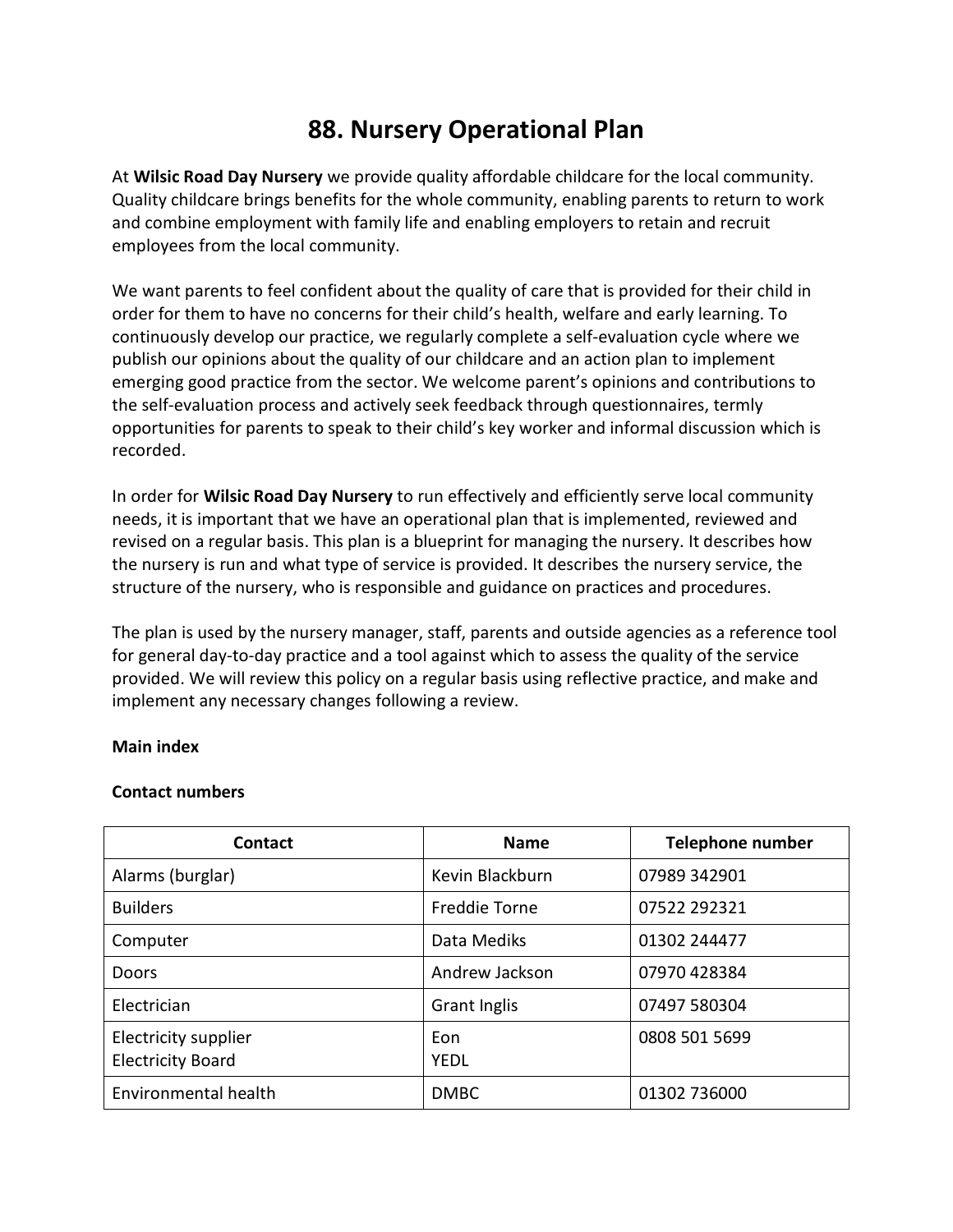# 88. Nursery Operational Plan

At **Wilsic Road Day Nursery** we provide quality affordable childcare for the local community. Quality childcare brings benefits for the whole community, enabling parents to return to work and combine employment with family life and enabling employers to retain and recruit employees from the local community.

We want parents to feel confident about the quality of care that is provided for their child in order for them to have no concerns for their child's health, welfare and early learning. To continuously develop our practice, we regularly complete a self-evaluation cycle where we publish our opinions about the quality of our childcare and an action plan to implement emerging good practice from the sector. We welcome parent's opinions and contributions to the self-evaluation process and actively seek feedback through questionnaires, termly opportunities for parents to speak to their child's key worker and informal discussion which is recorded.

In order for **Wilsic Road Day Nursery** to run effectively and efficiently serve local community needs, it is important that we have an operational plan that is implemented, reviewed and revised on a regular basis. This plan is a blueprint for managing the nursery. It describes how the nursery is run and what type of service is provided. It describes the nursery service, the structure of the nursery, who is responsible and guidance on practices and procedures.

The plan is used by the nursery manager, staff, parents and outside agencies as a reference tool for general day-to-day practice and a tool against which to assess the quality of the service provided. We will review this policy on a regular basis using reflective practice, and make and implement any necessary changes following a review.

**Main index**

**Contact numbers**

| Contact | Name | Telephone number |
|---|---|---|
| Alarms (burglar) | Kevin Blackburn | 07989 342901 |
| Builders | Freddie Torne | 07522 292321 |
| Computer | Data Mediks | 01302 244477 |
| Doors | Andrew Jackson | 07970 428384 |
| Electrician | Grant Inglis | 07497 580304 |
| Electricity supplier<br>Electricity Board | Eon<br>YEDL | 0808 501 5699 |
| Environmental health | DMBC | 01302 736000 |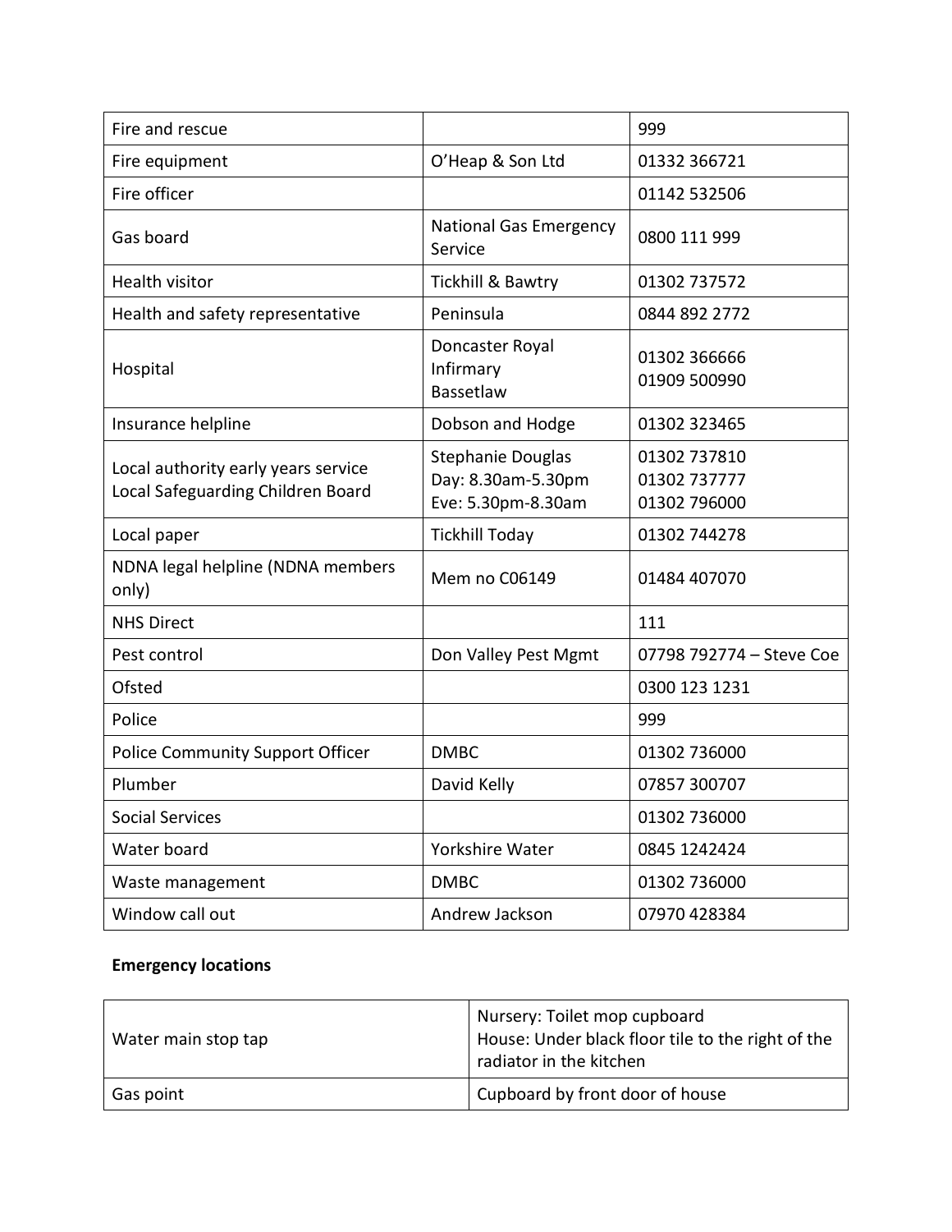| Fire and rescue | | 999 |
|---|---|---|
| Fire equipment | O'Heap & Son Ltd | 01332 366721 |
| Fire officer | | 01142 532506 |
| Gas board | National Gas Emergency Service | 0800 111 999 |
| Health visitor | Tickhill & Bawtry | 01302 737572 |
| Health and safety representative | Peninsula | 0844 892 2772 |
| Hospital | Doncaster Royal Infirmary<br>Bassetlaw | 01302 366666<br>01909 500990 |
| Insurance helpline | Dobson and Hodge | 01302 323465 |
| Local authority early years service<br>Local Safeguarding Children Board | Stephanie Douglas<br>Day: 8.30am-5.30pm<br>Eve: 5.30pm-8.30am | 01302 737810<br>01302 737777<br>01302 796000 |
| Local paper | Tickhill Today | 01302 744278 |
| NDNA legal helpline (NDNA members only) | Mem no C06149 | 01484 407070 |
| NHS Direct | | 111 |
| Pest control | Don Valley Pest Mgmt | 07798 792774 – Steve Coe |
| Ofsted | | 0300 123 1231 |
| Police | | 999 |
| Police Community Support Officer | DMBC | 01302 736000 |
| Plumber | David Kelly | 07857 300707 |
| Social Services | | 01302 736000 |
| Water board | Yorkshire Water | 0845 1242424 |
| Waste management | DMBC | 01302 736000 |
| Window call out | Andrew Jackson | 07970 428384 |

**Emergency locations**

| Water main stop tap | Nursery: Toilet mop cupboard<br>House: Under black floor tile to the right of the radiator in the kitchen |
|---|---|
| Gas point | Cupboard by front door of house |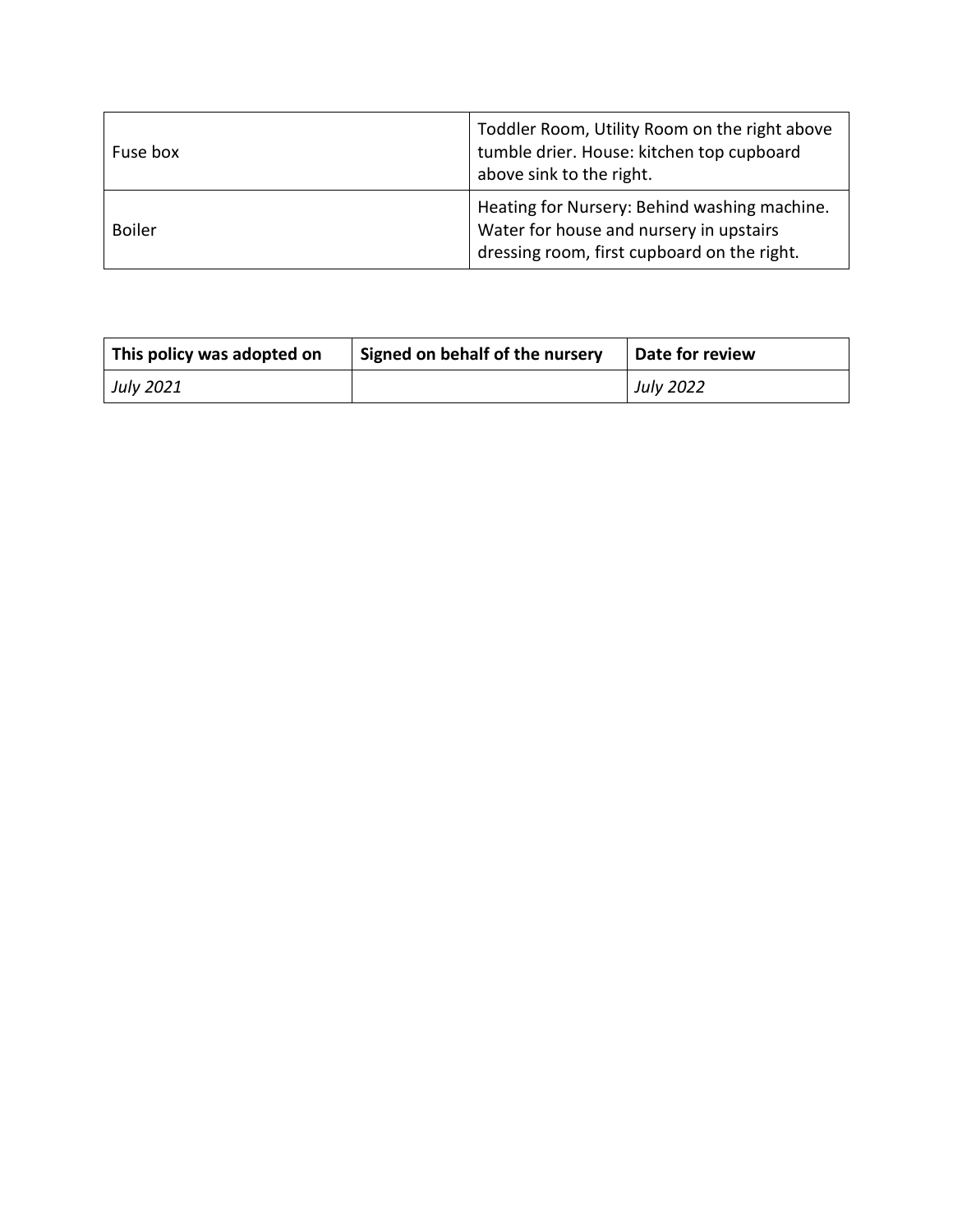| | |
|---|---|
| Fuse box | Toddler Room, Utility Room on the right above tumble drier. House: kitchen top cupboard above sink to the right. |
| Boiler | Heating for Nursery: Behind washing machine. Water for house and nursery in upstairs dressing room, first cupboard on the right. |

| **This policy was adopted on** | **Signed on behalf of the nursery** | **Date for review** |
|---|---|---|
| *July 2021* | | *July 2022* |